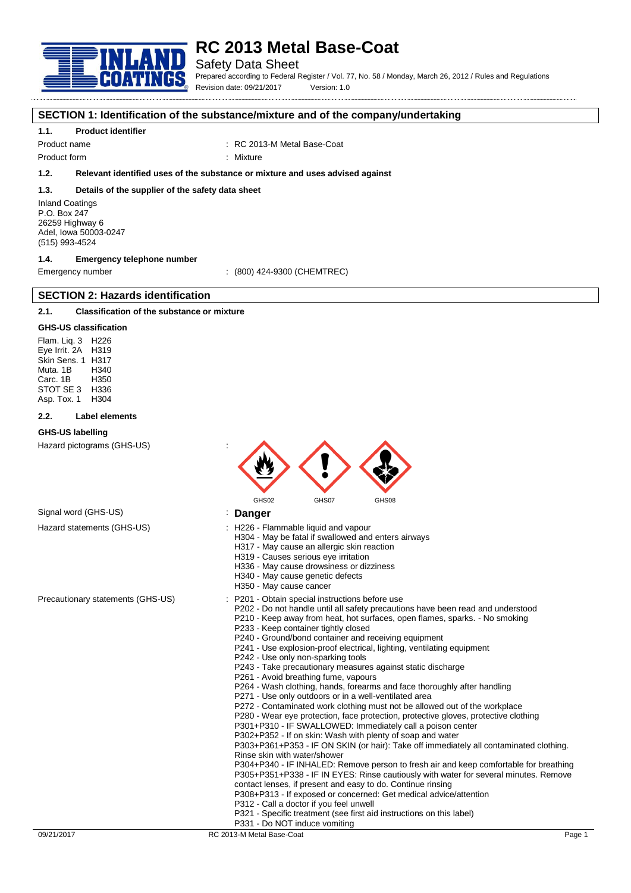# RC 2013 Metal Base-Coat

Safety Data Sheet

Prepared according to Federal Register / Vol. 77, No. 58 / Monday, March 26, 2012 / Rules and Regulations

Revision date: 09/21/2017 Version: 1.0

## SECTION 1: Identification of the substance/mixture and of the company/undertaking

### 1.1. Product identifier

Product name : RC 2013-M Metal Base-Coat

Product form : Mixture

### 1.2. Relevant identified uses of the substance or mixture and uses advised against

### 1.3. Details of the supplier of the safety data sheet

Inland Coatings
P.O. Box 247
26259 Highway 6
Adel, Iowa 50003-0247
(515) 993-4524

### 1.4. Emergency telephone number

Emergency number : (800) 424-9300 (CHEMTREC)

## SECTION 2: Hazards identification

### 2.1. Classification of the substance or mixture

**GHS-US classification**

Flam. Liq. 3 H226
Eye Irrit. 2A H319
Skin Sens. 1 H317
Muta. 1B H340
Carc. 1B H350
STOT SE 3 H336
Asp. Tox. 1 H304

### 2.2. Label elements

**GHS-US labelling**

Hazard pictograms (GHS-US) :

GHS02 GHS07 GHS08

Signal word (GHS-US) : **Danger**

Hazard statements (GHS-US) :
- H226 - Flammable liquid and vapour
- H304 - May be fatal if swallowed and enters airways
- H317 - May cause an allergic skin reaction
- H319 - Causes serious eye irritation
- H336 - May cause drowsiness or dizziness
- H340 - May cause genetic defects
- H350 - May cause cancer

Precautionary statements (GHS-US) :
- P201 - Obtain special instructions before use
- P202 - Do not handle until all safety precautions have been read and understood
- P210 - Keep away from heat, hot surfaces, open flames, sparks. - No smoking
- P233 - Keep container tightly closed
- P240 - Ground/bond container and receiving equipment
- P241 - Use explosion-proof electrical, lighting, ventilating equipment
- P242 - Use only non-sparking tools
- P243 - Take precautionary measures against static discharge
- P261 - Avoid breathing fume, vapours
- P264 - Wash clothing, hands, forearms and face thoroughly after handling
- P271 - Use only outdoors or in a well-ventilated area
- P272 - Contaminated work clothing must not be allowed out of the workplace
- P280 - Wear eye protection, face protection, protective gloves, protective clothing
- P301+P310 - IF SWALLOWED: Immediately call a poison center
- P302+P352 - If on skin: Wash with plenty of soap and water
- P303+P361+P353 - IF ON SKIN (or hair): Take off immediately all contaminated clothing. Rinse skin with water/shower
- P304+P340 - IF INHALED: Remove person to fresh air and keep comfortable for breathing
- P305+P351+P338 - IF IN EYES: Rinse cautiously with water for several minutes. Remove contact lenses, if present and easy to do. Continue rinsing
- P308+P313 - If exposed or concerned: Get medical advice/attention
- P312 - Call a doctor if you feel unwell
- P321 - Specific treatment (see first aid instructions on this label)
- P331 - Do NOT induce vomiting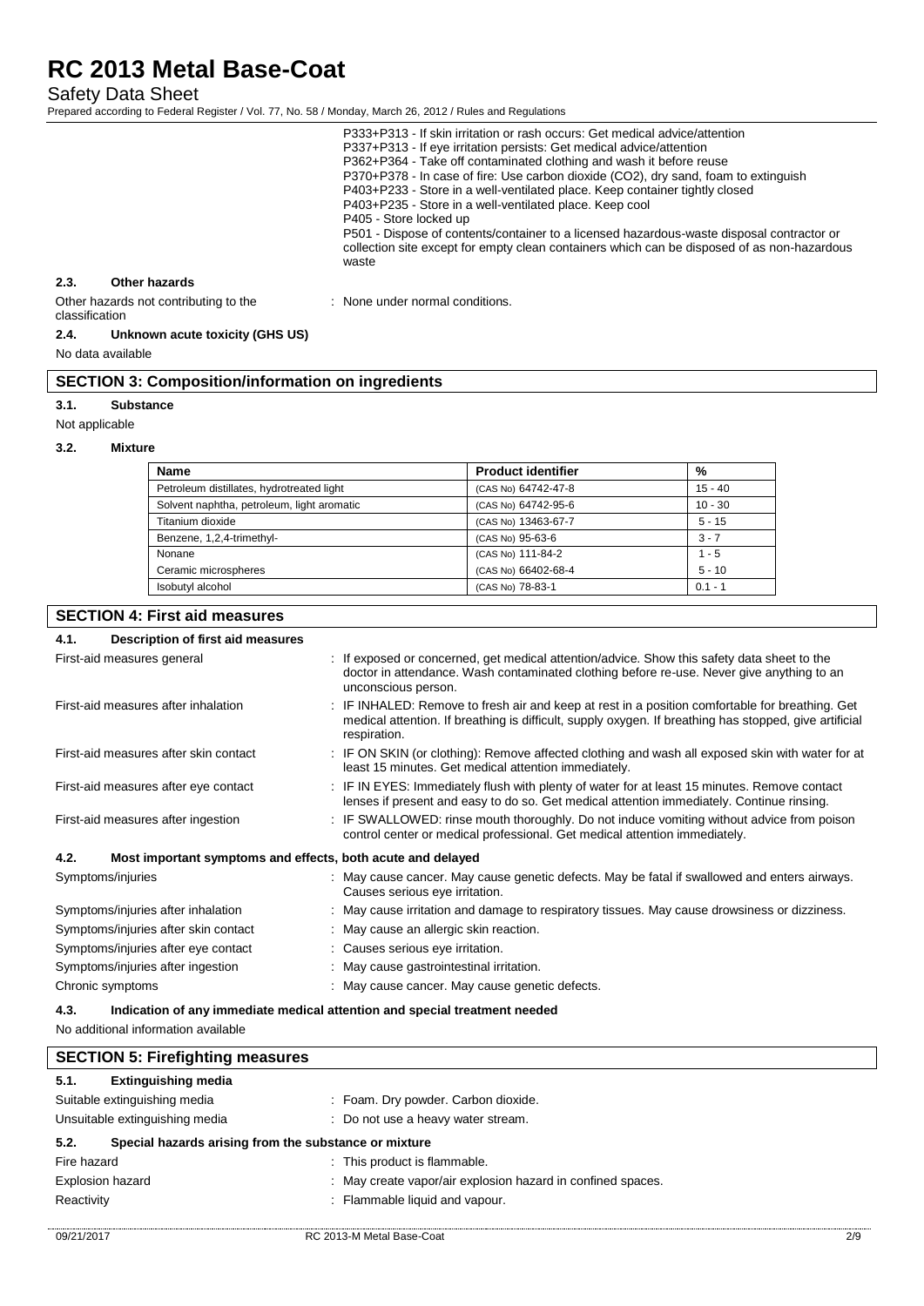P333+P313 - If skin irritation or rash occurs: Get medical advice/attention
P337+P313 - If eye irritation persists: Get medical advice/attention
P362+P364 - Take off contaminated clothing and wash it before reuse
P370+P378 - In case of fire: Use carbon dioxide (CO2), dry sand, foam to extinguish
P403+P233 - Store in a well-ventilated place. Keep container tightly closed
P403+P235 - Store in a well-ventilated place. Keep cool
P405 - Store locked up
P501 - Dispose of contents/container to a licensed hazardous-waste disposal contractor or collection site except for empty clean containers which can be disposed of as non-hazardous waste

### 2.3. Other hazards

Other hazards not contributing to the classification : None under normal conditions.

### 2.4. Unknown acute toxicity (GHS US)

No data available

## SECTION 3: Composition/information on ingredients

### 3.1. Substance

Not applicable

### 3.2. Mixture

| Name | Product identifier | % |
|---|---|---|
| Petroleum distillates, hydrotreated light | (CAS No) 64742-47-8 | 15 - 40 |
| Solvent naphtha, petroleum, light aromatic | (CAS No) 64742-95-6 | 10 - 30 |
| Titanium dioxide | (CAS No) 13463-67-7 | 5 - 15 |
| Benzene, 1,2,4-trimethyl- | (CAS No) 95-63-6 | 3 - 7 |
| Nonane | (CAS No) 111-84-2 | 1 - 5 |
| Ceramic microspheres | (CAS No) 66402-68-4 | 5 - 10 |
| Isobutyl alcohol | (CAS No) 78-83-1 | 0.1 - 1 |

## SECTION 4: First aid measures

### 4.1. Description of first aid measures

First-aid measures general : If exposed or concerned, get medical attention/advice. Show this safety data sheet to the doctor in attendance. Wash contaminated clothing before re-use. Never give anything to an unconscious person.

First-aid measures after inhalation : IF INHALED: Remove to fresh air and keep at rest in a position comfortable for breathing. Get medical attention. If breathing is difficult, supply oxygen. If breathing has stopped, give artificial respiration.

First-aid measures after skin contact : IF ON SKIN (or clothing): Remove affected clothing and wash all exposed skin with water for at least 15 minutes. Get medical attention immediately.

First-aid measures after eye contact : IF IN EYES: Immediately flush with plenty of water for at least 15 minutes. Remove contact lenses if present and easy to do so. Get medical attention immediately. Continue rinsing.

First-aid measures after ingestion : IF SWALLOWED: rinse mouth thoroughly. Do not induce vomiting without advice from poison control center or medical professional. Get medical attention immediately.

### 4.2. Most important symptoms and effects, both acute and delayed

Symptoms/injuries : May cause cancer. May cause genetic defects. May be fatal if swallowed and enters airways. Causes serious eye irritation.

Symptoms/injuries after inhalation : May cause irritation and damage to respiratory tissues. May cause drowsiness or dizziness.

Symptoms/injuries after skin contact : May cause an allergic skin reaction.

Symptoms/injuries after eye contact : Causes serious eye irritation.

Symptoms/injuries after ingestion : May cause gastrointestinal irritation.

Chronic symptoms : May cause cancer. May cause genetic defects.

### 4.3. Indication of any immediate medical attention and special treatment needed

No additional information available

## SECTION 5: Firefighting measures

### 5.1. Extinguishing media

Suitable extinguishing media : Foam. Dry powder. Carbon dioxide.

Unsuitable extinguishing media : Do not use a heavy water stream.

### 5.2. Special hazards arising from the substance or mixture

Fire hazard : This product is flammable.

Explosion hazard : May create vapor/air explosion hazard in confined spaces.

Reactivity : Flammable liquid and vapour.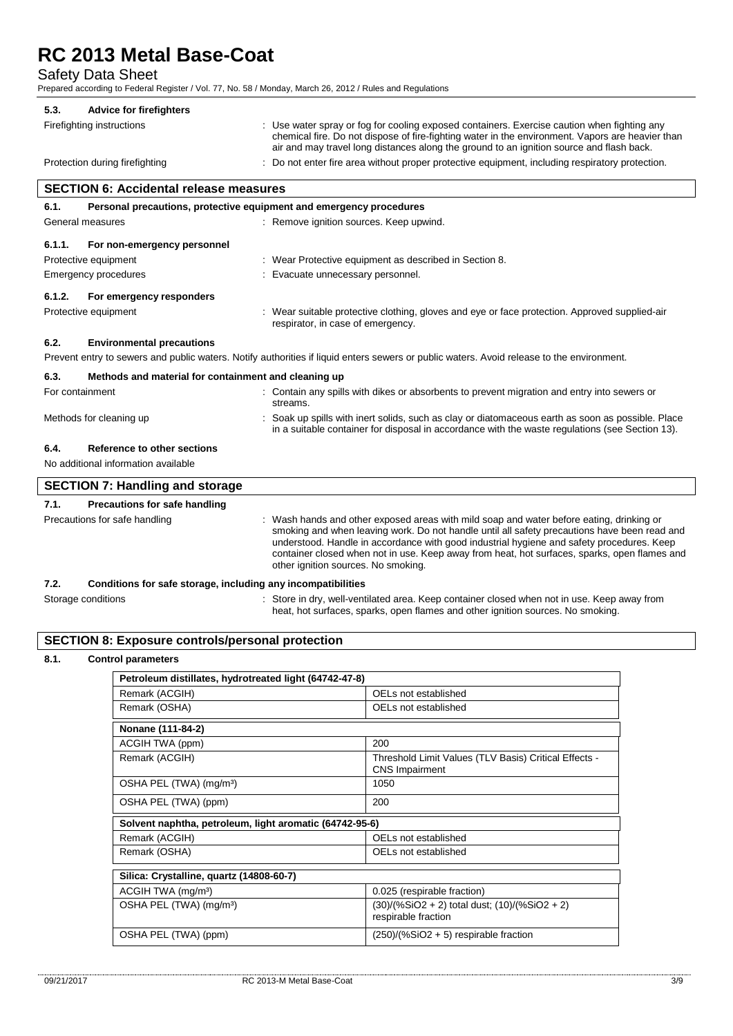### 5.3. Advice for firefighters

Firefighting instructions : Use water spray or fog for cooling exposed containers. Exercise caution when fighting any chemical fire. Do not dispose of fire-fighting water in the environment. Vapors are heavier than air and may travel long distances along the ground to an ignition source and flash back.

Protection during firefighting : Do not enter fire area without proper protective equipment, including respiratory protection.

## SECTION 6: Accidental release measures

### 6.1. Personal precautions, protective equipment and emergency procedures

General measures : Remove ignition sources. Keep upwind.

#### 6.1.1. For non-emergency personnel

Protective equipment : Wear Protective equipment as described in Section 8.

Emergency procedures : Evacuate unnecessary personnel.

#### 6.1.2. For emergency responders

Protective equipment : Wear suitable protective clothing, gloves and eye or face protection. Approved supplied-air respirator, in case of emergency.

### 6.2. Environmental precautions

Prevent entry to sewers and public waters. Notify authorities if liquid enters sewers or public waters. Avoid release to the environment.

### 6.3. Methods and material for containment and cleaning up

For containment : Contain any spills with dikes or absorbents to prevent migration and entry into sewers or streams.

Methods for cleaning up : Soak up spills with inert solids, such as clay or diatomaceous earth as soon as possible. Place in a suitable container for disposal in accordance with the waste regulations (see Section 13).

### 6.4. Reference to other sections

No additional information available

## SECTION 7: Handling and storage

### 7.1. Precautions for safe handling

Precautions for safe handling : Wash hands and other exposed areas with mild soap and water before eating, drinking or smoking and when leaving work. Do not handle until all safety precautions have been read and understood. Handle in accordance with good industrial hygiene and safety procedures. Keep container closed when not in use. Keep away from heat, hot surfaces, sparks, open flames and other ignition sources. No smoking.

### 7.2. Conditions for safe storage, including any incompatibilities

Storage conditions : Store in dry, well-ventilated area. Keep container closed when not in use. Keep away from heat, hot surfaces, sparks, open flames and other ignition sources. No smoking.

## SECTION 8: Exposure controls/personal protection

### 8.1. Control parameters

| Petroleum distillates, hydrotreated light (64742-47-8) | |
|---|---|
| Remark (ACGIH) | OELs not established |
| Remark (OSHA) | OELs not established |

| Nonane (111-84-2) | |
|---|---|
| ACGIH TWA (ppm) | 200 |
| Remark (ACGIH) | Threshold Limit Values (TLV Basis) Critical Effects - CNS Impairment |
| OSHA PEL (TWA) (mg/m³) | 1050 |
| OSHA PEL (TWA) (ppm) | 200 |

| Solvent naphtha, petroleum, light aromatic (64742-95-6) | |
|---|---|
| Remark (ACGIH) | OELs not established |
| Remark (OSHA) | OELs not established |

| Silica: Crystalline, quartz (14808-60-7) | |
|---|---|
| ACGIH TWA (mg/m³) | 0.025 (respirable fraction) |
| OSHA PEL (TWA) (mg/m³) | (30)/(%SiO2 + 2) total dust; (10)/(%SiO2 + 2) respirable fraction |
| OSHA PEL (TWA) (ppm) | (250)/(%SiO2 + 5) respirable fraction |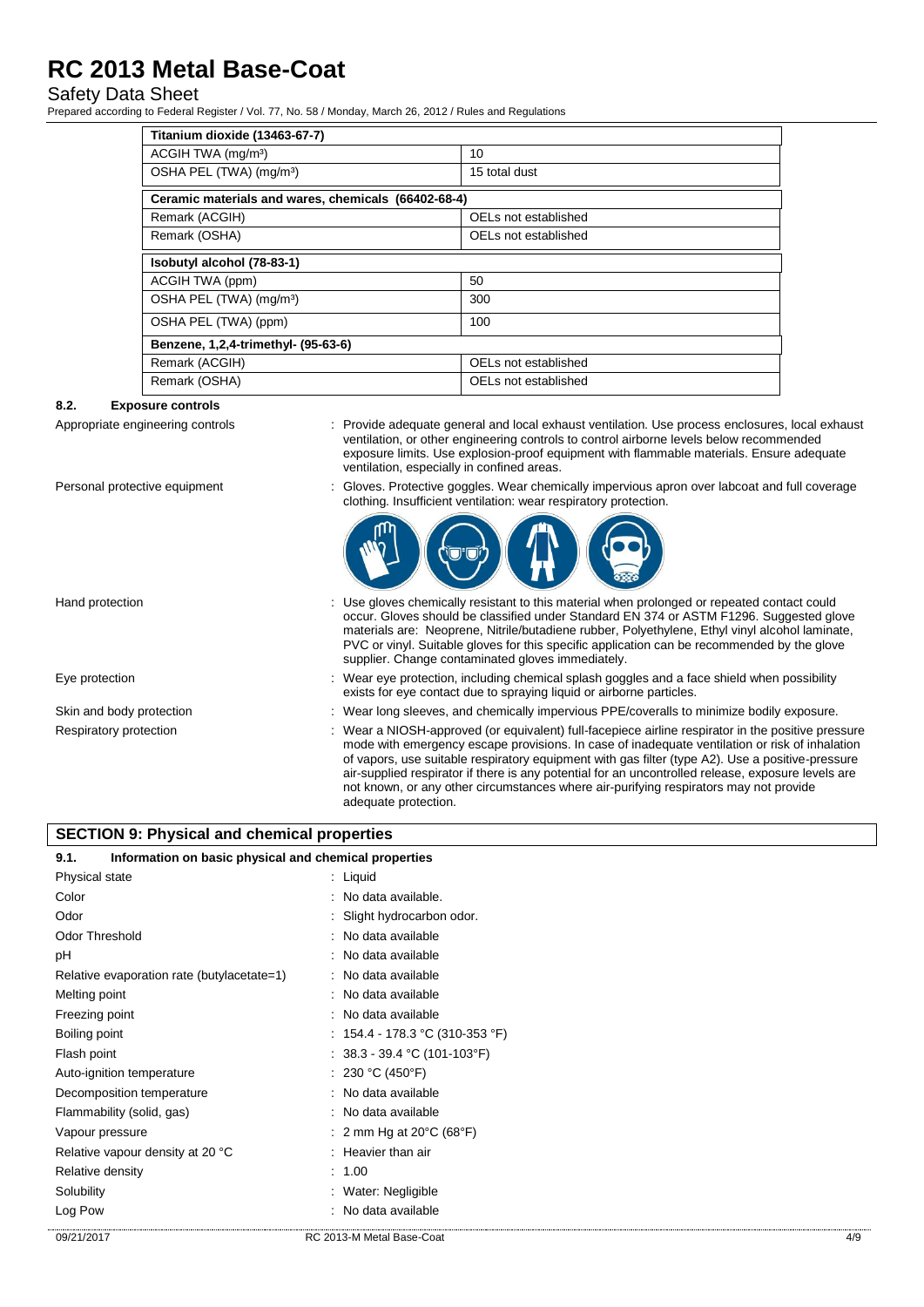| Titanium dioxide (13463-67-7) | |
|---|---|
| ACGIH TWA (mg/m³) | 10 |
| OSHA PEL (TWA) (mg/m³) | 15 total dust |

| Ceramic materials and wares, chemicals (66402-68-4) | |
|---|---|
| Remark (ACGIH) | OELs not established |
| Remark (OSHA) | OELs not established |

| Isobutyl alcohol (78-83-1) | |
|---|---|
| ACGIH TWA (ppm) | 50 |
| OSHA PEL (TWA) (mg/m³) | 300 |
| OSHA PEL (TWA) (ppm) | 100 |

| Benzene, 1,2,4-trimethyl- (95-63-6) | |
|---|---|
| Remark (ACGIH) | OELs not established |
| Remark (OSHA) | OELs not established |

### 8.2. Exposure controls

Appropriate engineering controls : Provide adequate general and local exhaust ventilation. Use process enclosures, local exhaust ventilation, or other engineering controls to control airborne levels below recommended exposure limits. Use explosion-proof equipment with flammable materials. Ensure adequate ventilation, especially in confined areas.

Personal protective equipment : Gloves. Protective goggles. Wear chemically impervious apron over labcoat and full coverage clothing. Insufficient ventilation: wear respiratory protection.

Hand protection : Use gloves chemically resistant to this material when prolonged or repeated contact could occur. Gloves should be classified under Standard EN 374 or ASTM F1296. Suggested glove materials are: Neoprene, Nitrile/butadiene rubber, Polyethylene, Ethyl vinyl alcohol laminate, PVC or vinyl. Suitable gloves for this specific application can be recommended by the glove supplier. Change contaminated gloves immediately.

Eye protection : Wear eye protection, including chemical splash goggles and a face shield when possibility exists for eye contact due to spraying liquid or airborne particles.

Skin and body protection : Wear long sleeves, and chemically impervious PPE/coveralls to minimize bodily exposure.

Respiratory protection : Wear a NIOSH-approved (or equivalent) full-facepiece airline respirator in the positive pressure mode with emergency escape provisions. In case of inadequate ventilation or risk of inhalation of vapors, use suitable respiratory equipment with gas filter (type A2). Use a positive-pressure air-supplied respirator if there is any potential for an uncontrolled release, exposure levels are not known, or any other circumstances where air-purifying respirators may not provide adequate protection.

## SECTION 9: Physical and chemical properties

### 9.1. Information on basic physical and chemical properties

| Property | Value |
|---|---|
| Physical state | Liquid |
| Color | No data available. |
| Odor | Slight hydrocarbon odor. |
| Odor Threshold | No data available |
| pH | No data available |
| Relative evaporation rate (butylacetate=1) | No data available |
| Melting point | No data available |
| Freezing point | No data available |
| Boiling point | 154.4 - 178.3 °C (310-353 °F) |
| Flash point | 38.3 - 39.4 °C (101-103°F) |
| Auto-ignition temperature | 230 °C (450°F) |
| Decomposition temperature | No data available |
| Flammability (solid, gas) | No data available |
| Vapour pressure | 2 mm Hg at 20°C (68°F) |
| Relative vapour density at 20 °C | Heavier than air |
| Relative density | 1.00 |
| Solubility | Water: Negligible |
| Log Pow | No data available |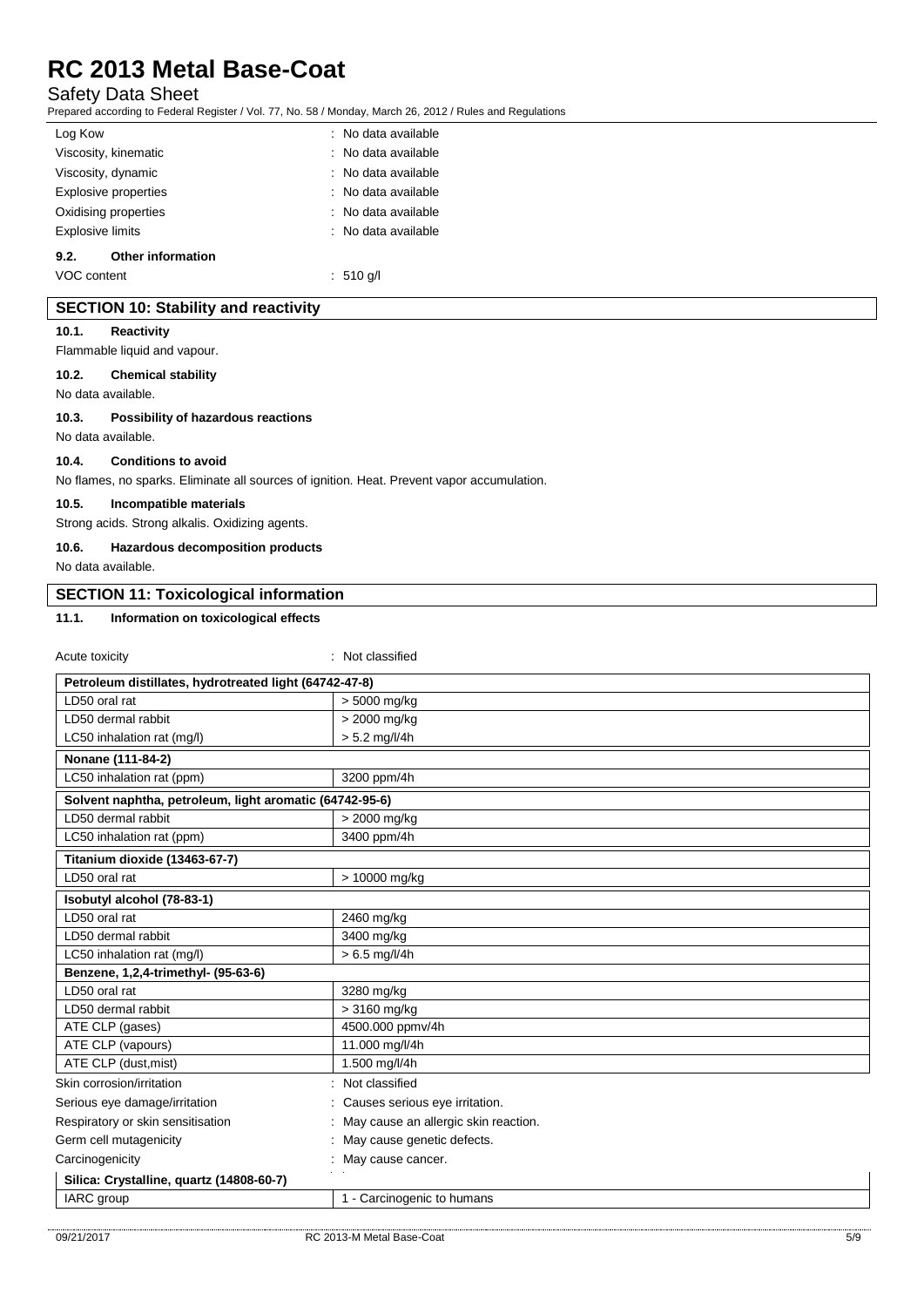| | |
|---|---|
| Log Kow | : No data available |
| Viscosity, kinematic | : No data available |
| Viscosity, dynamic | : No data available |
| Explosive properties | : No data available |
| Oxidising properties | : No data available |
| Explosive limits | : No data available |

### 9.2. Other information

| | |
|---|---|
| VOC content | : 510 g/l |

## SECTION 10: Stability and reactivity

### 10.1. Reactivity

Flammable liquid and vapour.

### 10.2. Chemical stability

No data available.

### 10.3. Possibility of hazardous reactions

No data available.

### 10.4. Conditions to avoid

No flames, no sparks. Eliminate all sources of ignition. Heat. Prevent vapor accumulation.

### 10.5. Incompatible materials

Strong acids. Strong alkalis. Oxidizing agents.

### 10.6. Hazardous decomposition products

No data available.

## SECTION 11: Toxicological information

### 11.1. Information on toxicological effects

| | |
|---|---|
| Acute toxicity | : Not classified |

| **Petroleum distillates, hydrotreated light (64742-47-8)** | |
|---|---|
| LD50 oral rat | > 5000 mg/kg |
| LD50 dermal rabbit | > 2000 mg/kg |
| LC50 inhalation rat (mg/l) | > 5.2 mg/l/4h |
| **Nonane (111-84-2)** | |
| LC50 inhalation rat (ppm) | 3200 ppm/4h |
| **Solvent naphtha, petroleum, light aromatic (64742-95-6)** | |
| LD50 dermal rabbit | > 2000 mg/kg |
| LC50 inhalation rat (ppm) | 3400 ppm/4h |
| **Titanium dioxide (13463-67-7)** | |
| LD50 oral rat | > 10000 mg/kg |
| **Isobutyl alcohol (78-83-1)** | |
| LD50 oral rat | 2460 mg/kg |
| LD50 dermal rabbit | 3400 mg/kg |
| LC50 inhalation rat (mg/l) | > 6.5 mg/l/4h |
| **Benzene, 1,2,4-trimethyl- (95-63-6)** | |
| LD50 oral rat | 3280 mg/kg |
| LD50 dermal rabbit | > 3160 mg/kg |
| ATE CLP (gases) | 4500.000 ppmv/4h |
| ATE CLP (vapours) | 11.000 mg/l/4h |
| ATE CLP (dust,mist) | 1.500 mg/l/4h |

| | |
|---|---|
| Skin corrosion/irritation | : Not classified |
| Serious eye damage/irritation | : Causes serious eye irritation. |
| Respiratory or skin sensitisation | : May cause an allergic skin reaction. |
| Germ cell mutagenicity | : May cause genetic defects. |
| Carcinogenicity | : May cause cancer. |

| **Silica: Crystalline, quartz (14808-60-7)** | |
|---|---|
| IARC group | 1 - Carcinogenic to humans |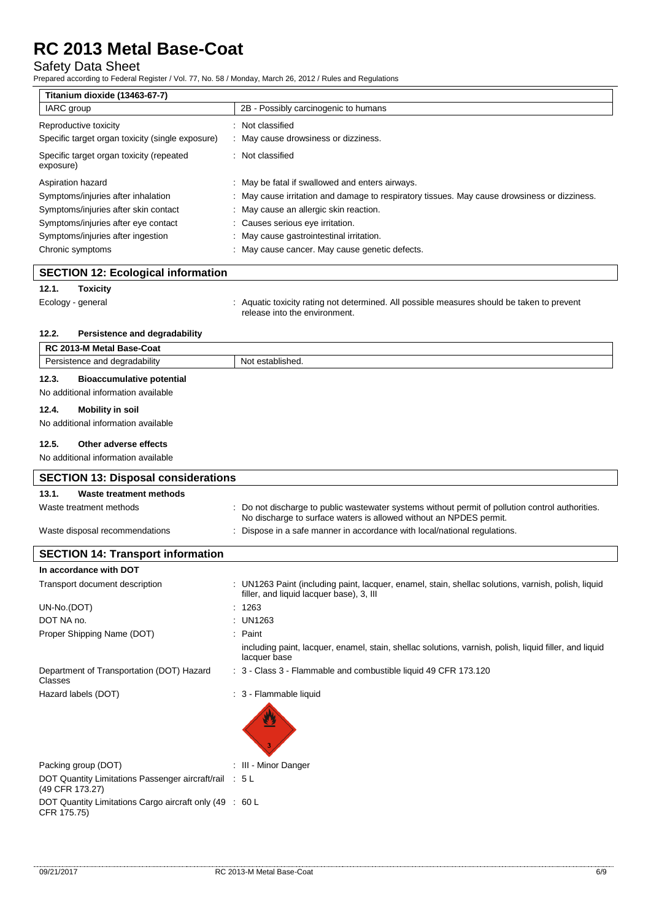| Titanium dioxide (13463-67-7) | |
|---|---|
| IARC group | 2B - Possibly carcinogenic to humans |

| | |
|---|---|
| Reproductive toxicity | : Not classified |
| Specific target organ toxicity (single exposure) | : May cause drowsiness or dizziness. |
| Specific target organ toxicity (repeated exposure) | : Not classified |
| Aspiration hazard | : May be fatal if swallowed and enters airways. |
| Symptoms/injuries after inhalation | : May cause irritation and damage to respiratory tissues. May cause drowsiness or dizziness. |
| Symptoms/injuries after skin contact | : May cause an allergic skin reaction. |
| Symptoms/injuries after eye contact | : Causes serious eye irritation. |
| Symptoms/injuries after ingestion | : May cause gastrointestinal irritation. |
| Chronic symptoms | : May cause cancer. May cause genetic defects. |

## SECTION 12: Ecological information

### 12.1. Toxicity

| | |
|---|---|
| Ecology - general | : Aquatic toxicity rating not determined. All possible measures should be taken to prevent release into the environment. |

### 12.2. Persistence and degradability

| RC 2013-M Metal Base-Coat | |
|---|---|
| Persistence and degradability | Not established. |

### 12.3. Bioaccumulative potential

No additional information available

### 12.4. Mobility in soil

No additional information available

### 12.5. Other adverse effects

No additional information available

## SECTION 13: Disposal considerations

### 13.1. Waste treatment methods

| | |
|---|---|
| Waste treatment methods | : Do not discharge to public wastewater systems without permit of pollution control authorities. No discharge to surface waters is allowed without an NPDES permit. |
| Waste disposal recommendations | : Dispose in a safe manner in accordance with local/national regulations. |

## SECTION 14: Transport information

**In accordance with DOT**

| | |
|---|---|
| Transport document description | : UN1263 Paint (including paint, lacquer, enamel, stain, shellac solutions, varnish, polish, liquid filler, and liquid lacquer base), 3, III |
| UN-No.(DOT) | : 1263 |
| DOT NA no. | : UN1263 |
| Proper Shipping Name (DOT) | : Paint<br>including paint, lacquer, enamel, stain, shellac solutions, varnish, polish, liquid filler, and liquid lacquer base |
| Department of Transportation (DOT) Hazard Classes | : 3 - Class 3 - Flammable and combustible liquid 49 CFR 173.120 |
| Hazard labels (DOT) | : 3 - Flammable liquid |
| Packing group (DOT) | : III - Minor Danger |
| DOT Quantity Limitations Passenger aircraft/rail (49 CFR 173.27) | : 5 L |
| DOT Quantity Limitations Cargo aircraft only (49 CFR 175.75) | : 60 L |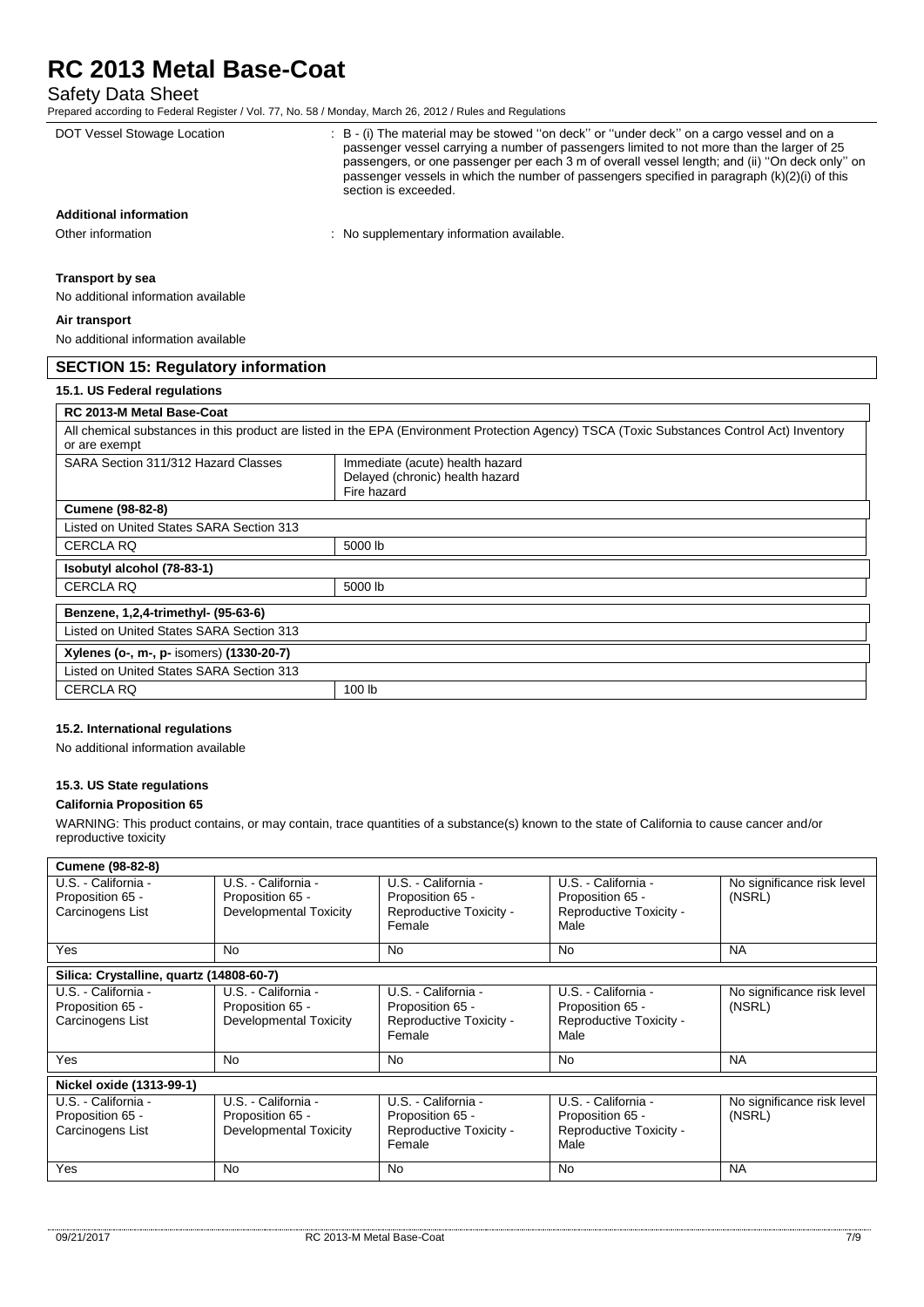| | |
|---|---|
| DOT Vessel Stowage Location | : B - (i) The material may be stowed ''on deck'' or ''under deck'' on a cargo vessel and on a passenger vessel carrying a number of passengers limited to not more than the larger of 25 passengers, or one passenger per each 3 m of overall vessel length; and (ii) ''On deck only'' on passenger vessels in which the number of passengers specified in paragraph (k)(2)(i) of this section is exceeded. |

**Additional information**

| | |
|---|---|
| Other information | : No supplementary information available. |

**Transport by sea**

No additional information available

**Air transport**

No additional information available

## SECTION 15: Regulatory information

### 15.1. US Federal regulations

| RC 2013-M Metal Base-Coat | |
|---|---|
| All chemical substances in this product are listed in the EPA (Environment Protection Agency) TSCA (Toxic Substances Control Act) Inventory or are exempt | |
| SARA Section 311/312 Hazard Classes | Immediate (acute) health hazard<br>Delayed (chronic) health hazard<br>Fire hazard |
| **Cumene (98-82-8)** | |
| Listed on United States SARA Section 313 | |
| CERCLA RQ | 5000 lb |
| **Isobutyl alcohol (78-83-1)** | |
| CERCLA RQ | 5000 lb |
| **Benzene, 1,2,4-trimethyl- (95-63-6)** | |
| Listed on United States SARA Section 313 | |
| **Xylenes (o-, m-, p- isomers) (1330-20-7)** | |
| Listed on United States SARA Section 313 | |
| CERCLA RQ | 100 lb |

### 15.2. International regulations

No additional information available

### 15.3. US State regulations

**California Proposition 65**

WARNING: This product contains, or may contain, trace quantities of a substance(s) known to the state of California to cause cancer and/or reproductive toxicity

| **Cumene (98-82-8)** | | | | |
|---|---|---|---|---|
| U.S. - California - Proposition 65 - Carcinogens List | U.S. - California - Proposition 65 - Developmental Toxicity | U.S. - California - Proposition 65 - Reproductive Toxicity - Female | U.S. - California - Proposition 65 - Reproductive Toxicity - Male | No significance risk level (NSRL) |
| Yes | No | No | No | NA |
| **Silica: Crystalline, quartz (14808-60-7)** | | | | |
| U.S. - California - Proposition 65 - Carcinogens List | U.S. - California - Proposition 65 - Developmental Toxicity | U.S. - California - Proposition 65 - Reproductive Toxicity - Female | U.S. - California - Proposition 65 - Reproductive Toxicity - Male | No significance risk level (NSRL) |
| Yes | No | No | No | NA |
| **Nickel oxide (1313-99-1)** | | | | |
| U.S. - California - Proposition 65 - Carcinogens List | U.S. - California - Proposition 65 - Developmental Toxicity | U.S. - California - Proposition 65 - Reproductive Toxicity - Female | U.S. - California - Proposition 65 - Reproductive Toxicity - Male | No significance risk level (NSRL) |
| Yes | No | No | No | NA |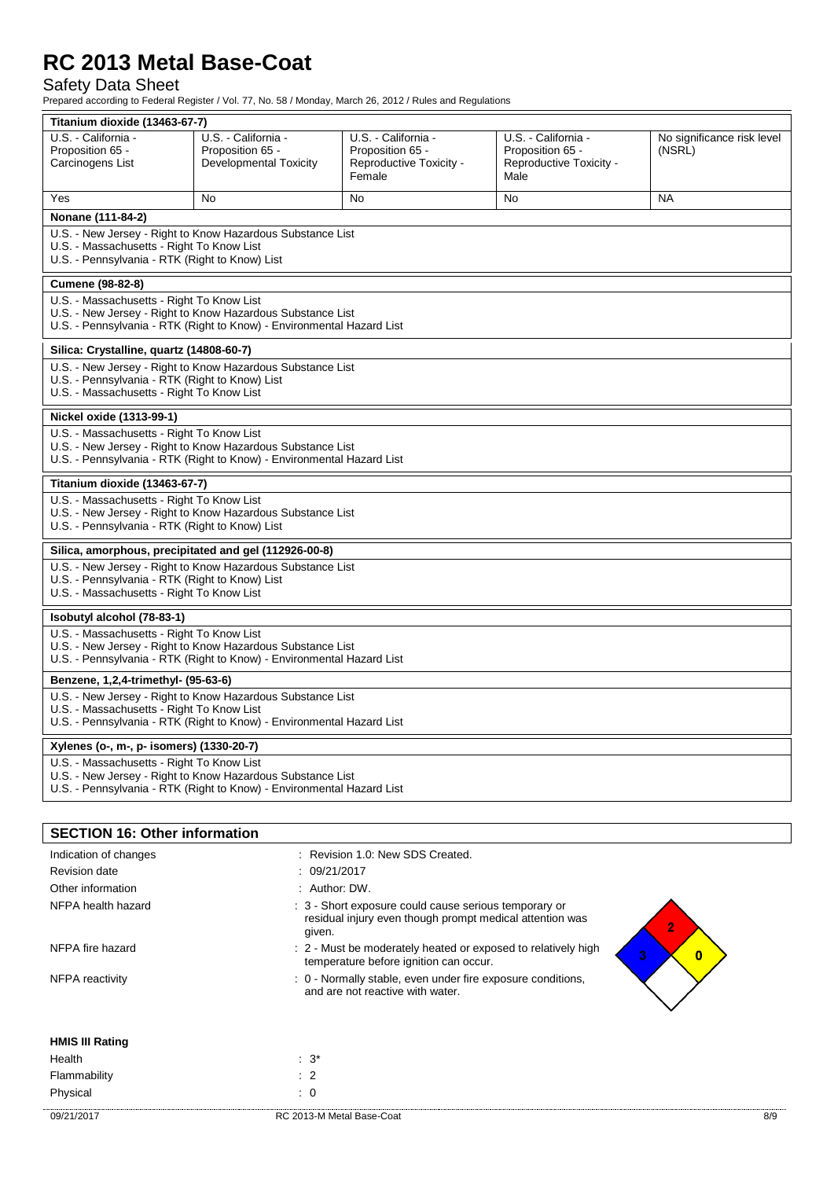| Titanium dioxide (13463-67-7) | | | | |
|---|---|---|---|---|
| U.S. - California - Proposition 65 - Carcinogens List | U.S. - California - Proposition 65 - Developmental Toxicity | U.S. - California - Proposition 65 - Reproductive Toxicity - Female | U.S. - California - Proposition 65 - Reproductive Toxicity - Male | No significance risk level (NSRL) |
| Yes | No | No | No | NA |

**Nonane (111-84-2)**

U.S. - New Jersey - Right to Know Hazardous Substance List
U.S. - Massachusetts - Right To Know List
U.S. - Pennsylvania - RTK (Right to Know) List

**Cumene (98-82-8)**

U.S. - Massachusetts - Right To Know List
U.S. - New Jersey - Right to Know Hazardous Substance List
U.S. - Pennsylvania - RTK (Right to Know) - Environmental Hazard List

**Silica: Crystalline, quartz (14808-60-7)**

U.S. - New Jersey - Right to Know Hazardous Substance List
U.S. - Pennsylvania - RTK (Right to Know) List
U.S. - Massachusetts - Right To Know List

**Nickel oxide (1313-99-1)**

U.S. - Massachusetts - Right To Know List
U.S. - New Jersey - Right to Know Hazardous Substance List
U.S. - Pennsylvania - RTK (Right to Know) - Environmental Hazard List

**Titanium dioxide (13463-67-7)**

U.S. - Massachusetts - Right To Know List
U.S. - New Jersey - Right to Know Hazardous Substance List
U.S. - Pennsylvania - RTK (Right to Know) List

**Silica, amorphous, precipitated and gel (112926-00-8)**

U.S. - New Jersey - Right to Know Hazardous Substance List
U.S. - Pennsylvania - RTK (Right to Know) List
U.S. - Massachusetts - Right To Know List

**Isobutyl alcohol (78-83-1)**

U.S. - Massachusetts - Right To Know List
U.S. - New Jersey - Right to Know Hazardous Substance List
U.S. - Pennsylvania - RTK (Right to Know) - Environmental Hazard List

**Benzene, 1,2,4-trimethyl- (95-63-6)**

U.S. - New Jersey - Right to Know Hazardous Substance List
U.S. - Massachusetts - Right To Know List
U.S. - Pennsylvania - RTK (Right to Know) - Environmental Hazard List

**Xylenes (o-, m-, p- isomers) (1330-20-7)**

U.S. - Massachusetts - Right To Know List
U.S. - New Jersey - Right to Know Hazardous Substance List
U.S. - Pennsylvania - RTK (Right to Know) - Environmental Hazard List

## SECTION 16: Other information

| | |
|---|---|
| Indication of changes | : Revision 1.0: New SDS Created. |
| Revision date | : 09/21/2017 |
| Other information | : Author: DW. |
| NFPA health hazard | : 3 - Short exposure could cause serious temporary or residual injury even though prompt medical attention was given. |
| NFPA fire hazard | : 2 - Must be moderately heated or exposed to relatively high temperature before ignition can occur. |
| NFPA reactivity | : 0 - Normally stable, even under fire exposure conditions, and are not reactive with water. |

NFPA diamond: Health 3, Fire 2, Reactivity 0

**HMIS III Rating**

| | |
|---|---|
| Health | : 3* |
| Flammability | : 2 |
| Physical | : 0 |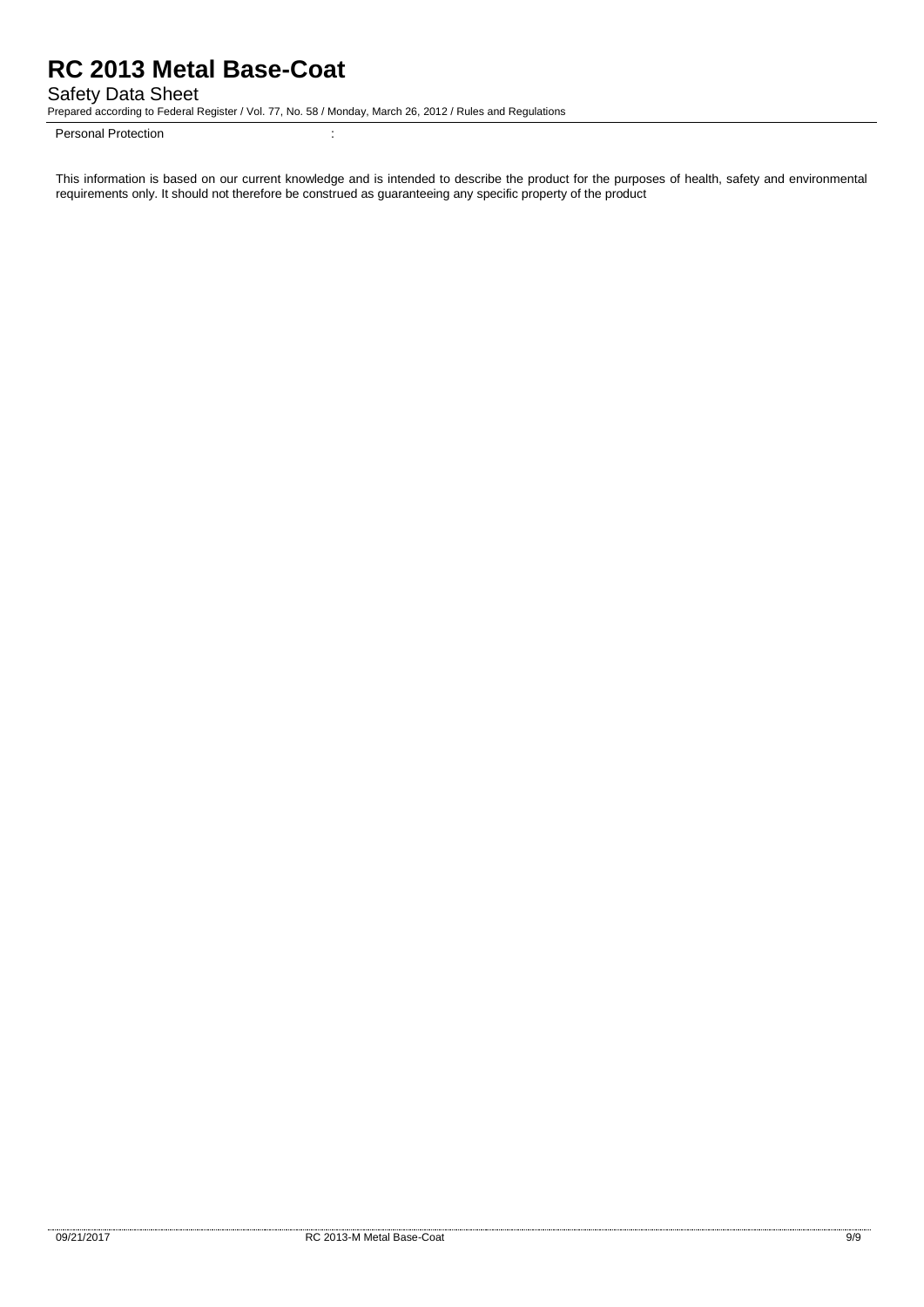Personal Protection :

This information is based on our current knowledge and is intended to describe the product for the purposes of health, safety and environmental requirements only. It should not therefore be construed as guaranteeing any specific property of the product